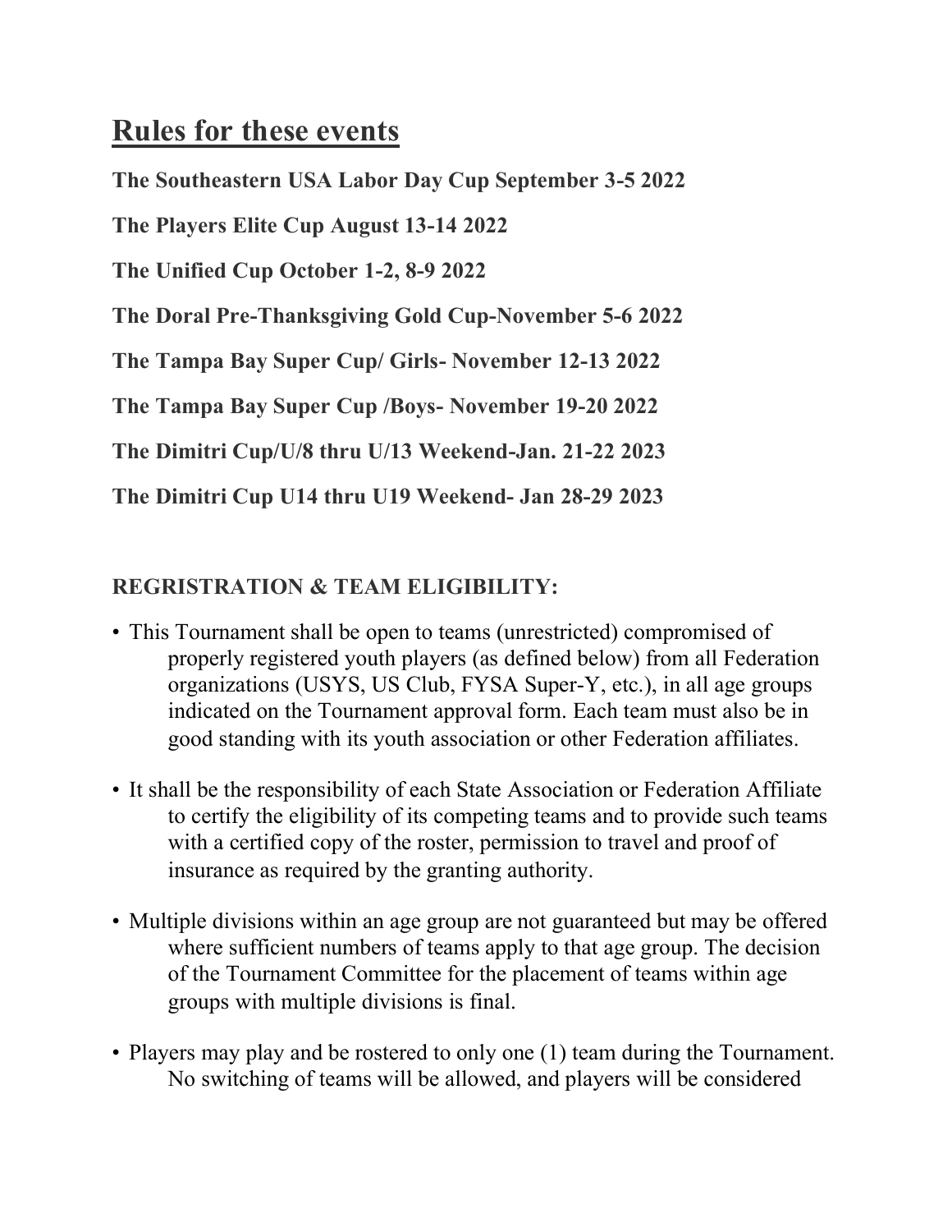# Rules for these events

**The Southeastern USA Labor Day Cup September 3-5 2022**

**The Players Elite Cup August 13-14 2022**

**The Unified Cup October 1-2, 8-9 2022**

**The Doral Pre-Thanksgiving Gold Cup-November 5-6 2022**

**The Tampa Bay Super Cup/ Girls- November 12-13 2022**

**The Tampa Bay Super Cup /Boys- November 19-20 2022**

**The Dimitri Cup/U/8 thru U/13 Weekend-Jan. 21-22 2023**

**The Dimitri Cup U14 thru U19 Weekend- Jan 28-29 2023**

## REGRISTRATION & TEAM ELIGIBILITY:

- This Tournament shall be open to teams (unrestricted) compromised of properly registered youth players (as defined below) from all Federation organizations (USYS, US Club, FYSA Super-Y, etc.), in all age groups indicated on the Tournament approval form. Each team must also be in good standing with its youth association or other Federation affiliates.
- It shall be the responsibility of each State Association or Federation Affiliate to certify the eligibility of its competing teams and to provide such teams with a certified copy of the roster, permission to travel and proof of insurance as required by the granting authority.
- Multiple divisions within an age group are not guaranteed but may be offered where sufficient numbers of teams apply to that age group. The decision of the Tournament Committee for the placement of teams within age groups with multiple divisions is final.
- Players may play and be rostered to only one (1) team during the Tournament. No switching of teams will be allowed, and players will be considered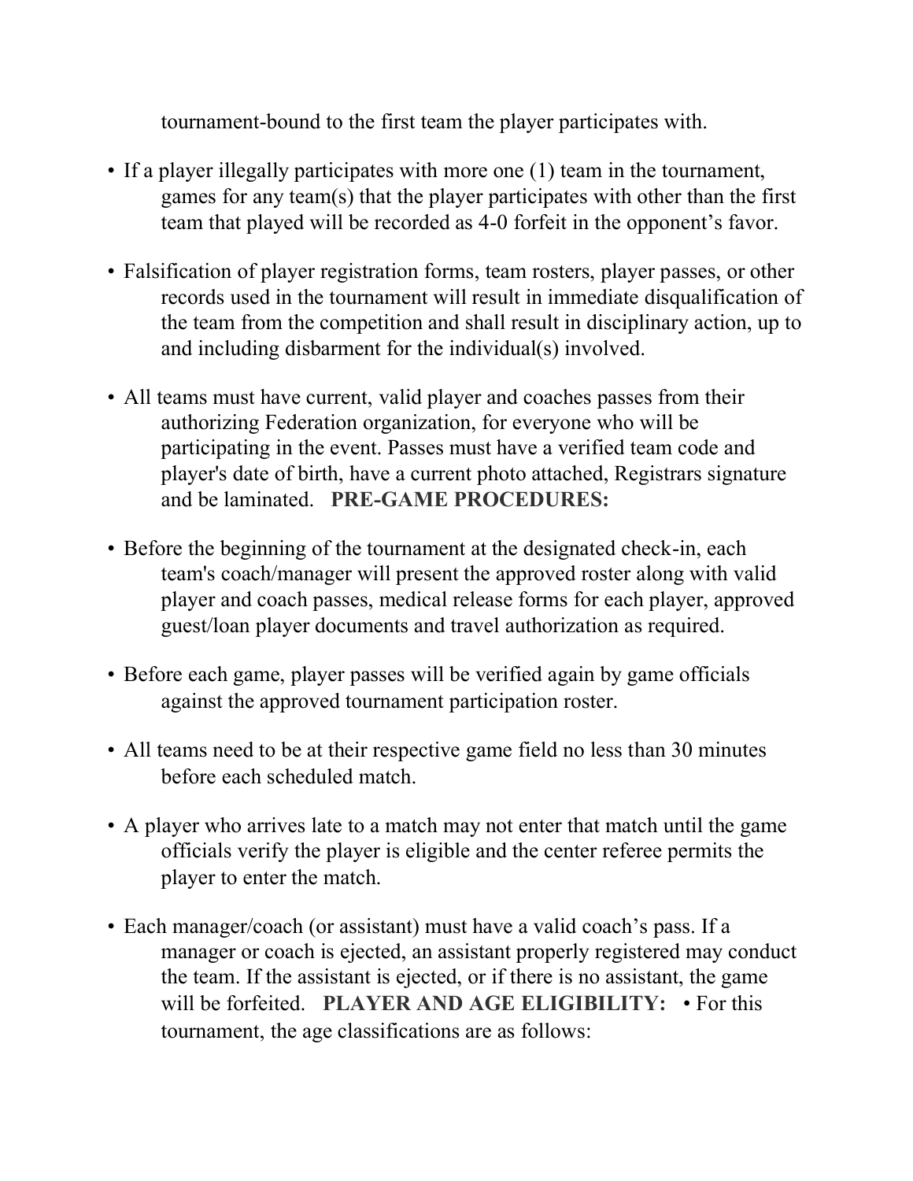tournament-bound to the first team the player participates with.

- If a player illegally participates with more one (1) team in the tournament, games for any team(s) that the player participates with other than the first team that played will be recorded as 4-0 forfeit in the opponent's favor.

- Falsification of player registration forms, team rosters, player passes, or other records used in the tournament will result in immediate disqualification of the team from the competition and shall result in disciplinary action, up to and including disbarment for the individual(s) involved.

- All teams must have current, valid player and coaches passes from their authorizing Federation organization, for everyone who will be participating in the event. Passes must have a verified team code and player's date of birth, have a current photo attached, Registrars signature and be laminated.

**PRE-GAME PROCEDURES:**

- Before the beginning of the tournament at the designated check-in, each team's coach/manager will present the approved roster along with valid player and coach passes, medical release forms for each player, approved guest/loan player documents and travel authorization as required.

- Before each game, player passes will be verified again by game officials against the approved tournament participation roster.

- All teams need to be at their respective game field no less than 30 minutes before each scheduled match.

- A player who arrives late to a match may not enter that match until the game officials verify the player is eligible and the center referee permits the player to enter the match.

- Each manager/coach (or assistant) must have a valid coach's pass. If a manager or coach is ejected, an assistant properly registered may conduct the team. If the assistant is ejected, or if there is no assistant, the game will be forfeited.

**PLAYER AND AGE ELIGIBILITY:**

- For this tournament, the age classifications are as follows: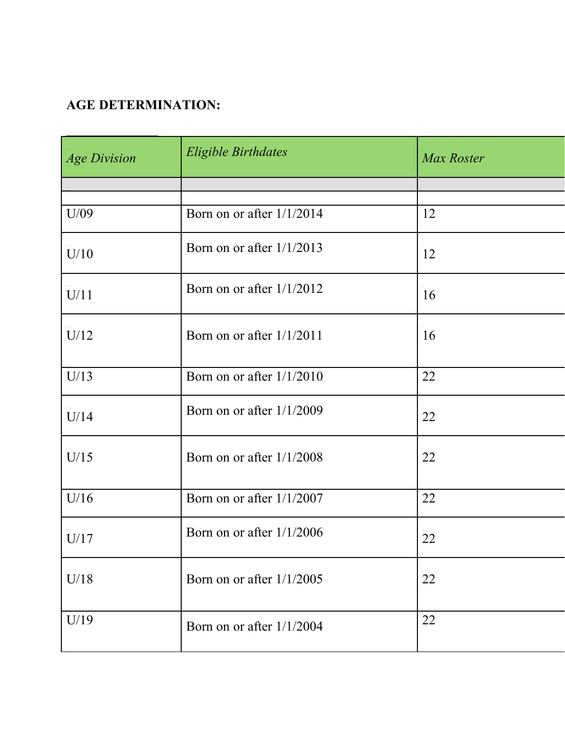**AGE DETERMINATION:**

| *Age Division* | *Eligible Birthdates* | *Max Roster* |
|---|---|---|
| | | |
| | | |
| U/09 | Born on or after 1/1/2014 | 12 |
| U/10 | Born on or after 1/1/2013 | 12 |
| U/11 | Born on or after 1/1/2012 | 16 |
| U/12 | Born on or after 1/1/2011 | 16 |
| U/13 | Born on or after 1/1/2010 | 22 |
| U/14 | Born on or after 1/1/2009 | 22 |
| U/15 | Born on or after 1/1/2008 | 22 |
| U/16 | Born on or after 1/1/2007 | 22 |
| U/17 | Born on or after 1/1/2006 | 22 |
| U/18 | Born on or after 1/1/2005 | 22 |
| U/19 | Born on or after 1/1/2004 | 22 |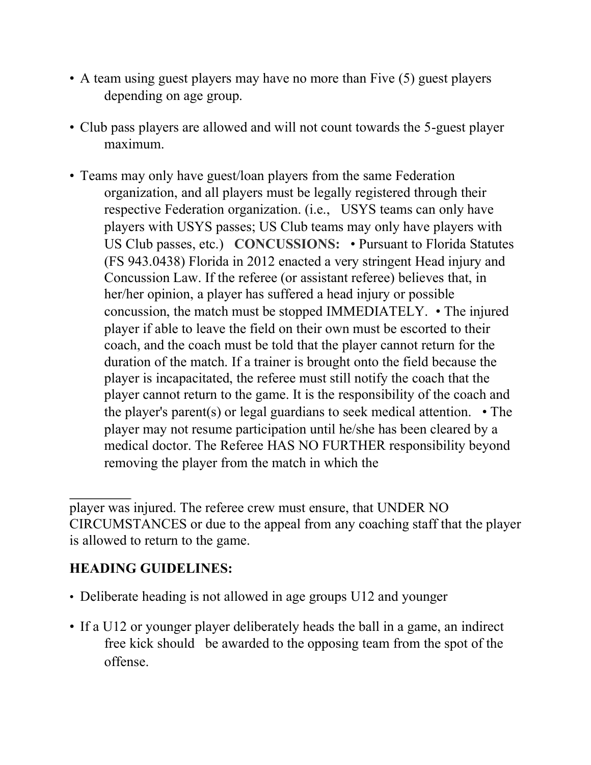- A team using guest players may have no more than Five (5) guest players depending on age group.

- Club pass players are allowed and will not count towards the 5-guest player maximum.

- Teams may only have guest/loan players from the same Federation organization, and all players must be legally registered through their respective Federation organization. (i.e., USYS teams can only have players with USYS passes; US Club teams may only have players with US Club passes, etc.) **CONCUSSIONS:** • Pursuant to Florida Statutes (FS 943.0438) Florida in 2012 enacted a very stringent Head injury and Concussion Law. If the referee (or assistant referee) believes that, in her/her opinion, a player has suffered a head injury or possible concussion, the match must be stopped IMMEDIATELY. • The injured player if able to leave the field on their own must be escorted to their coach, and the coach must be told that the player cannot return for the duration of the match. If a trainer is brought onto the field because the player is incapacitated, the referee must still notify the coach that the player cannot return to the game. It is the responsibility of the coach and the player's parent(s) or legal guardians to seek medical attention. • The player may not resume participation until he/she has been cleared by a medical doctor. The Referee HAS NO FURTHER responsibility beyond removing the player from the match in which the

player was injured. The referee crew must ensure, that UNDER NO CIRCUMSTANCES or due to the appeal from any coaching staff that the player is allowed to return to the game.

**HEADING GUIDELINES:**

- Deliberate heading is not allowed in age groups U12 and younger

- If a U12 or younger player deliberately heads the ball in a game, an indirect free kick should be awarded to the opposing team from the spot of the offense.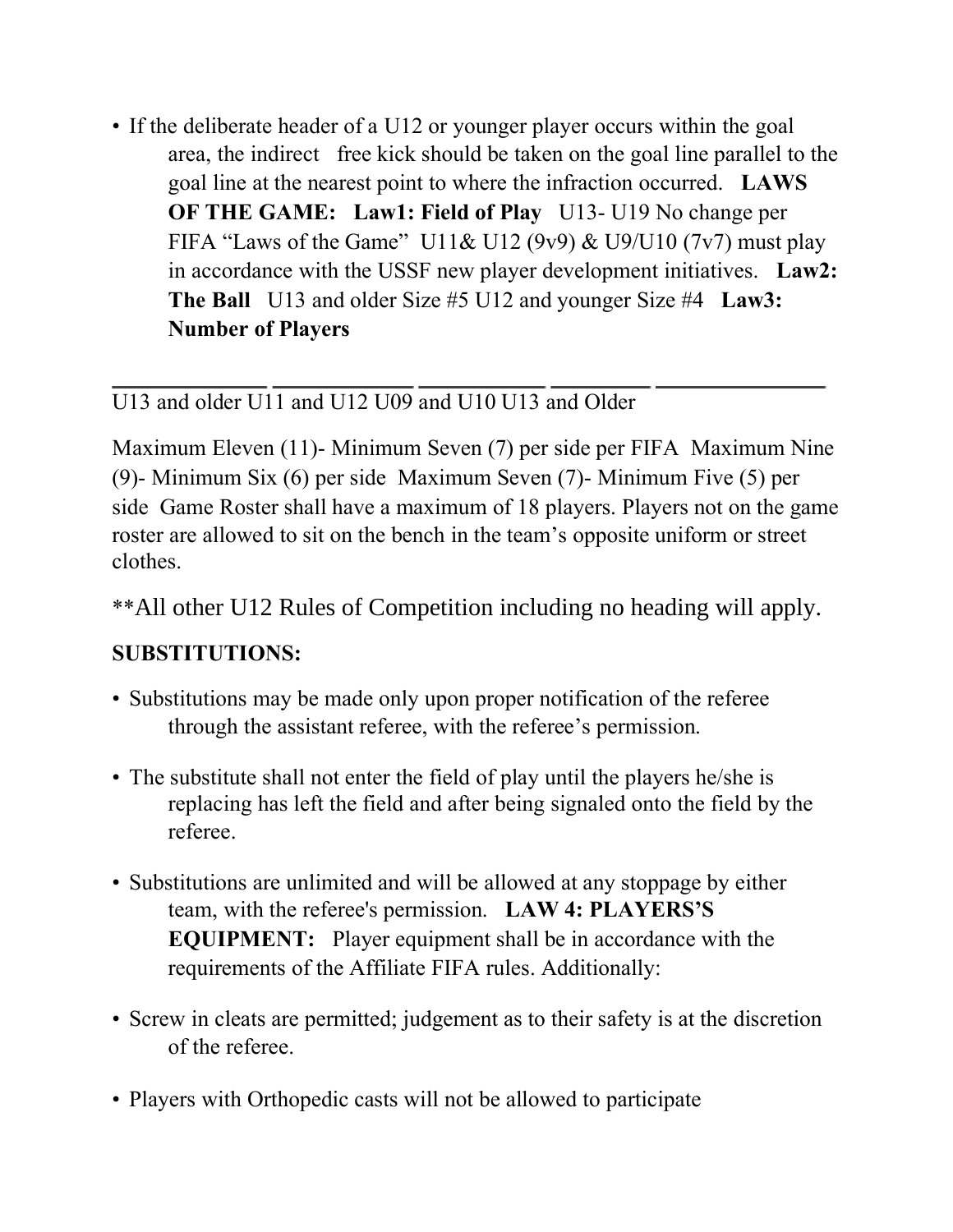- If the deliberate header of a U12 or younger player occurs within the goal area, the indirect free kick should be taken on the goal line parallel to the goal line at the nearest point to where the infraction occurred. **LAWS OF THE GAME: Law1: Field of Play** U13- U19 No change per FIFA "Laws of the Game" U11& U12 (9v9) & U9/U10 (7v7) must play in accordance with the USSF new player development initiatives. **Law2: The Ball** U13 and older Size #5 U12 and younger Size #4 **Law3: Number of Players**

| U13 and older | U11 and U12 | U09 and U10 | U13 and Older |
|---|---|---|---|

Maximum Eleven (11)- Minimum Seven (7) per side per FIFA Maximum Nine (9)- Minimum Six (6) per side Maximum Seven (7)- Minimum Five (5) per side Game Roster shall have a maximum of 18 players. Players not on the game roster are allowed to sit on the bench in the team's opposite uniform or street clothes.

**All other U12 Rules of Competition including no heading will apply.

**SUBSTITUTIONS:**

- Substitutions may be made only upon proper notification of the referee through the assistant referee, with the referee's permission.
- The substitute shall not enter the field of play until the players he/she is replacing has left the field and after being signaled onto the field by the referee.
- Substitutions are unlimited and will be allowed at any stoppage by either team, with the referee's permission. **LAW 4: PLAYERS'S EQUIPMENT:** Player equipment shall be in accordance with the requirements of the Affiliate FIFA rules. Additionally:
- Screw in cleats are permitted; judgement as to their safety is at the discretion of the referee.
- Players with Orthopedic casts will not be allowed to participate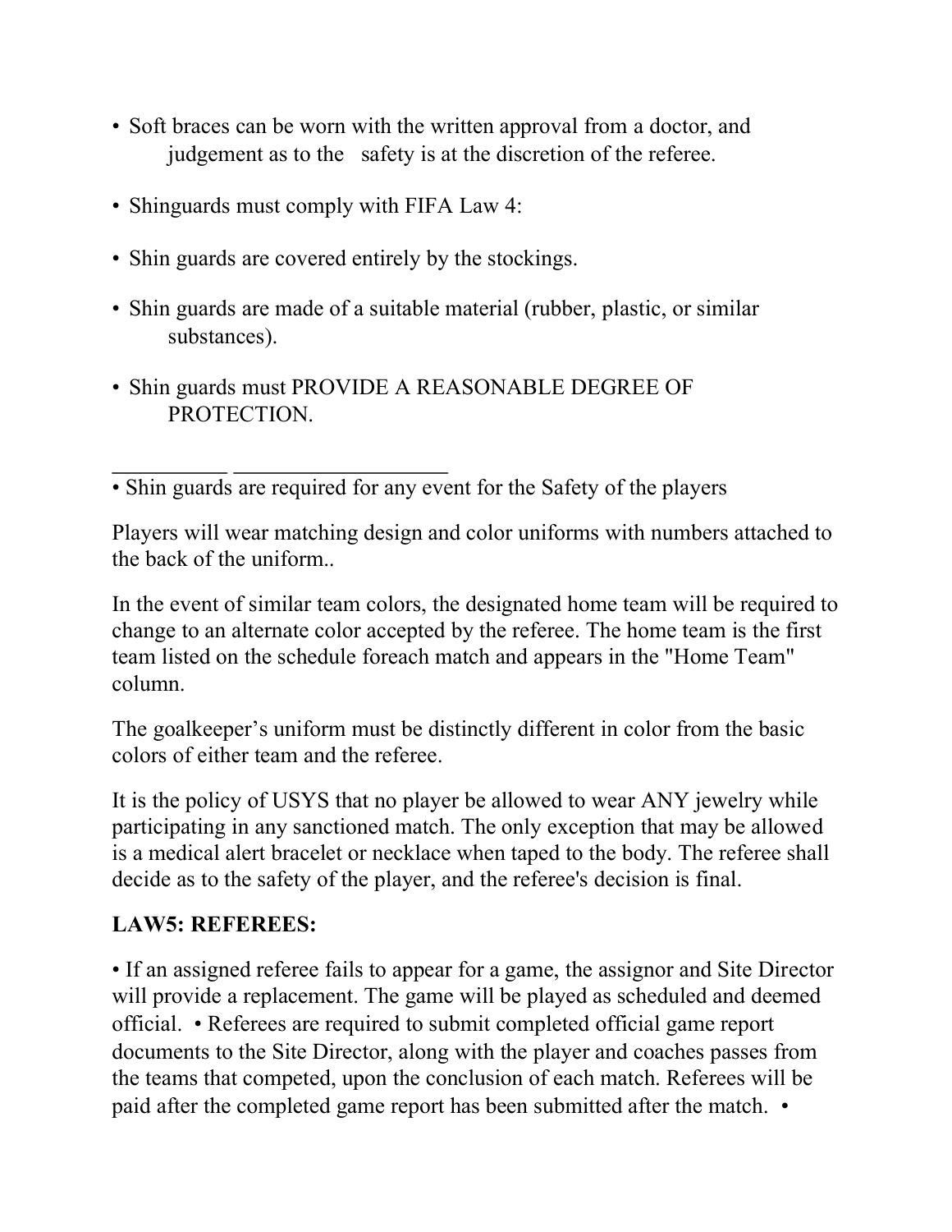- Soft braces can be worn with the written approval from a doctor, and judgement as to the   safety is at the discretion of the referee.
- Shinguards must comply with FIFA Law 4:
- Shin guards are covered entirely by the stockings.
- Shin guards are made of a suitable material (rubber, plastic, or similar substances).
- Shin guards must PROVIDE A REASONABLE DEGREE OF PROTECTION.

__________ __________________
- Shin guards are required for any event for the Safety of the players

Players will wear matching design and color uniforms with numbers attached to the back of the uniform..

In the event of similar team colors, the designated home team will be required to change to an alternate color accepted by the referee. The home team is the first team listed on the schedule foreach match and appears in the "Home Team" column.

The goalkeeper's uniform must be distinctly different in color from the basic colors of either team and the referee.

It is the policy of USYS that no player be allowed to wear ANY jewelry while participating in any sanctioned match. The only exception that may be allowed is a medical alert bracelet or necklace when taped to the body. The referee shall decide as to the safety of the player, and the referee's decision is final.

**LAW5: REFEREES:**

• If an assigned referee fails to appear for a game, the assignor and Site Director will provide a replacement. The game will be played as scheduled and deemed official.  • Referees are required to submit completed official game report documents to the Site Director, along with the player and coaches passes from the teams that competed, upon the conclusion of each match. Referees will be paid after the completed game report has been submitted after the match.  •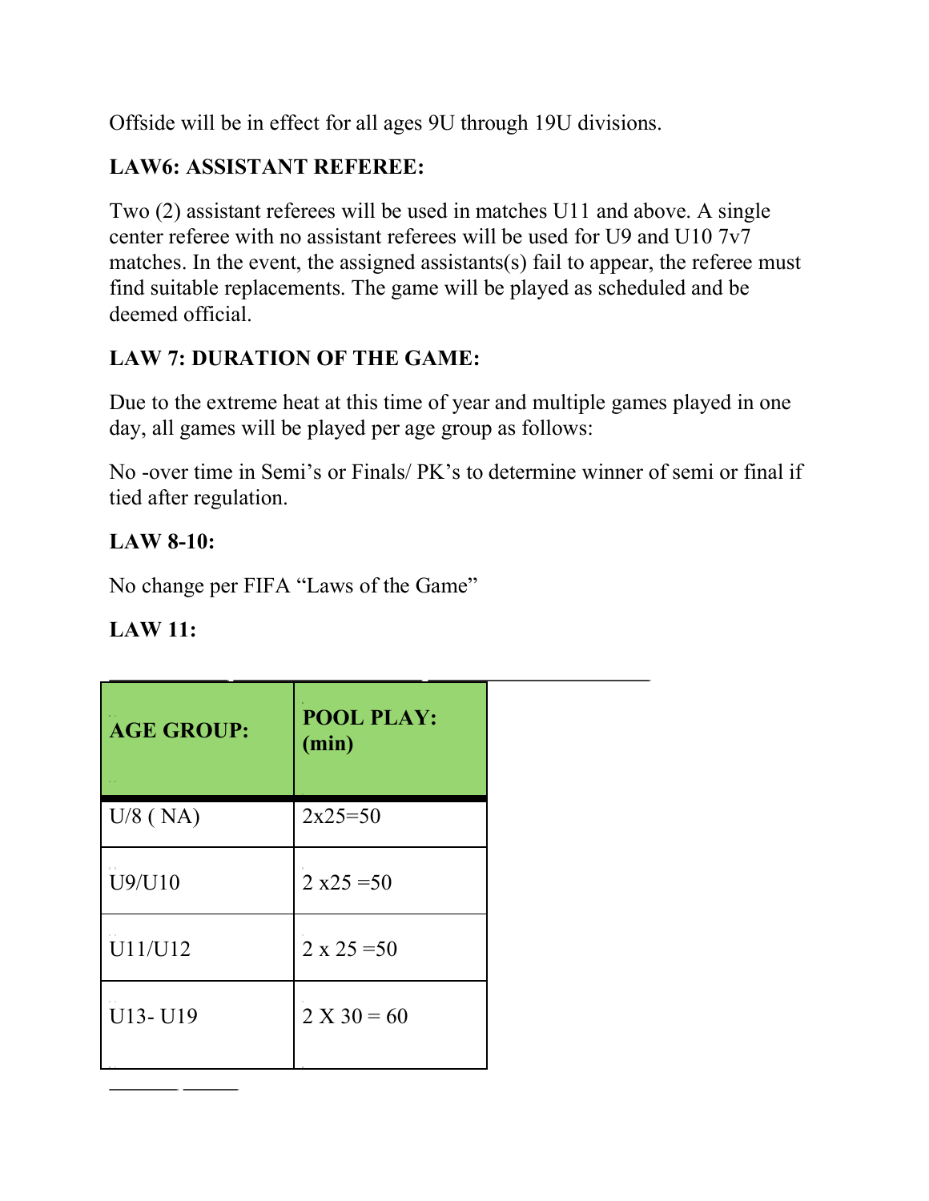Offside will be in effect for all ages 9U through 19U divisions.

**LAW6: ASSISTANT REFEREE:**

Two (2) assistant referees will be used in matches U11 and above. A single center referee with no assistant referees will be used for U9 and U10 7v7 matches. In the event, the assigned assistants(s) fail to appear, the referee must find suitable replacements. The game will be played as scheduled and be deemed official.

**LAW 7: DURATION OF THE GAME:**

Due to the extreme heat at this time of year and multiple games played in one day, all games will be played per age group as follows:

No -over time in Semi's or Finals/ PK's to determine winner of semi or final if tied after regulation.

**LAW 8-10:**

No change per FIFA "Laws of the Game"

**LAW 11:**

| **AGE GROUP:** | **POOL PLAY: (min)** |
|---|---|
| U/8 ( NA) | 2x25=50 |
| U9/U10 | 2 x25 =50 |
| U11/U12 | 2 x 25 =50 |
| U13- U19 | 2 X 30 = 60 |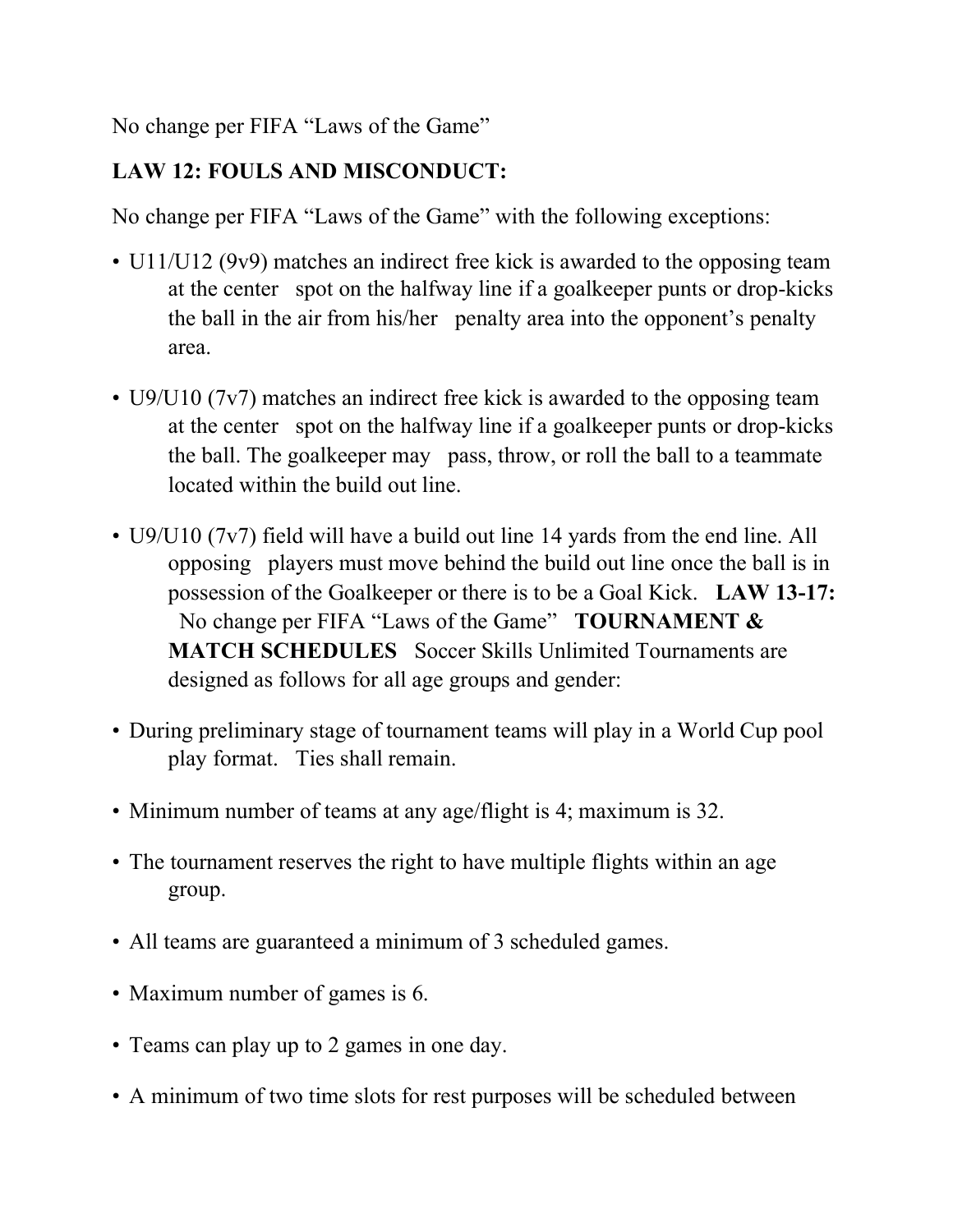No change per FIFA "Laws of the Game"

**LAW 12: FOULS AND MISCONDUCT:**

No change per FIFA "Laws of the Game" with the following exceptions:

- U11/U12 (9v9) matches an indirect free kick is awarded to the opposing team at the center spot on the halfway line if a goalkeeper punts or drop-kicks the ball in the air from his/her penalty area into the opponent's penalty area.
- U9/U10 (7v7) matches an indirect free kick is awarded to the opposing team at the center spot on the halfway line if a goalkeeper punts or drop-kicks the ball. The goalkeeper may pass, throw, or roll the ball to a teammate located within the build out line.
- U9/U10 (7v7) field will have a build out line 14 yards from the end line. All opposing players must move behind the build out line once the ball is in possession of the Goalkeeper or there is to be a Goal Kick.

**LAW 13-17:** No change per FIFA "Laws of the Game"

**TOURNAMENT & MATCH SCHEDULES**

Soccer Skills Unlimited Tournaments are designed as follows for all age groups and gender:

- During preliminary stage of tournament teams will play in a World Cup pool play format. Ties shall remain.
- Minimum number of teams at any age/flight is 4; maximum is 32.
- The tournament reserves the right to have multiple flights within an age group.
- All teams are guaranteed a minimum of 3 scheduled games.
- Maximum number of games is 6.
- Teams can play up to 2 games in one day.
- A minimum of two time slots for rest purposes will be scheduled between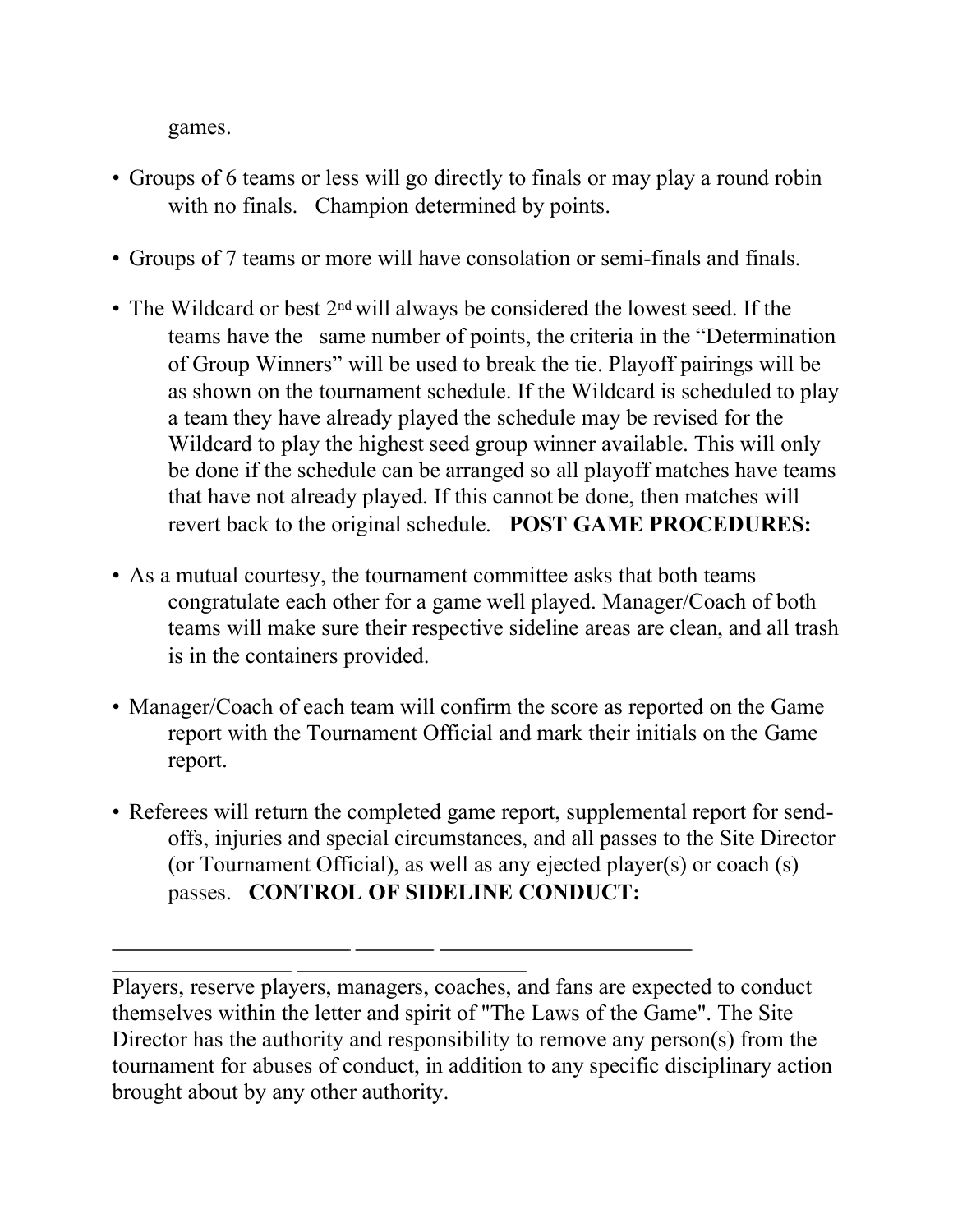games.

- Groups of 6 teams or less will go directly to finals or may play a round robin with no finals. Champion determined by points.
- Groups of 7 teams or more will have consolation or semi-finals and finals.
- The Wildcard or best 2nd will always be considered the lowest seed. If the teams have the same number of points, the criteria in the "Determination of Group Winners" will be used to break the tie. Playoff pairings will be as shown on the tournament schedule. If the Wildcard is scheduled to play a team they have already played the schedule may be revised for the Wildcard to play the highest seed group winner available. This will only be done if the schedule can be arranged so all playoff matches have teams that have not already played. If this cannot be done, then matches will revert back to the original schedule. **POST GAME PROCEDURES:**
- As a mutual courtesy, the tournament committee asks that both teams congratulate each other for a game well played. Manager/Coach of both teams will make sure their respective sideline areas are clean, and all trash is in the containers provided.
- Manager/Coach of each team will confirm the score as reported on the Game report with the Tournament Official and mark their initials on the Game report.
- Referees will return the completed game report, supplemental report for send-offs, injuries and special circumstances, and all passes to the Site Director (or Tournament Official), as well as any ejected player(s) or coach (s) passes. **CONTROL OF SIDELINE CONDUCT:**

---

Players, reserve players, managers, coaches, and fans are expected to conduct themselves within the letter and spirit of "The Laws of the Game". The Site Director has the authority and responsibility to remove any person(s) from the tournament for abuses of conduct, in addition to any specific disciplinary action brought about by any other authority.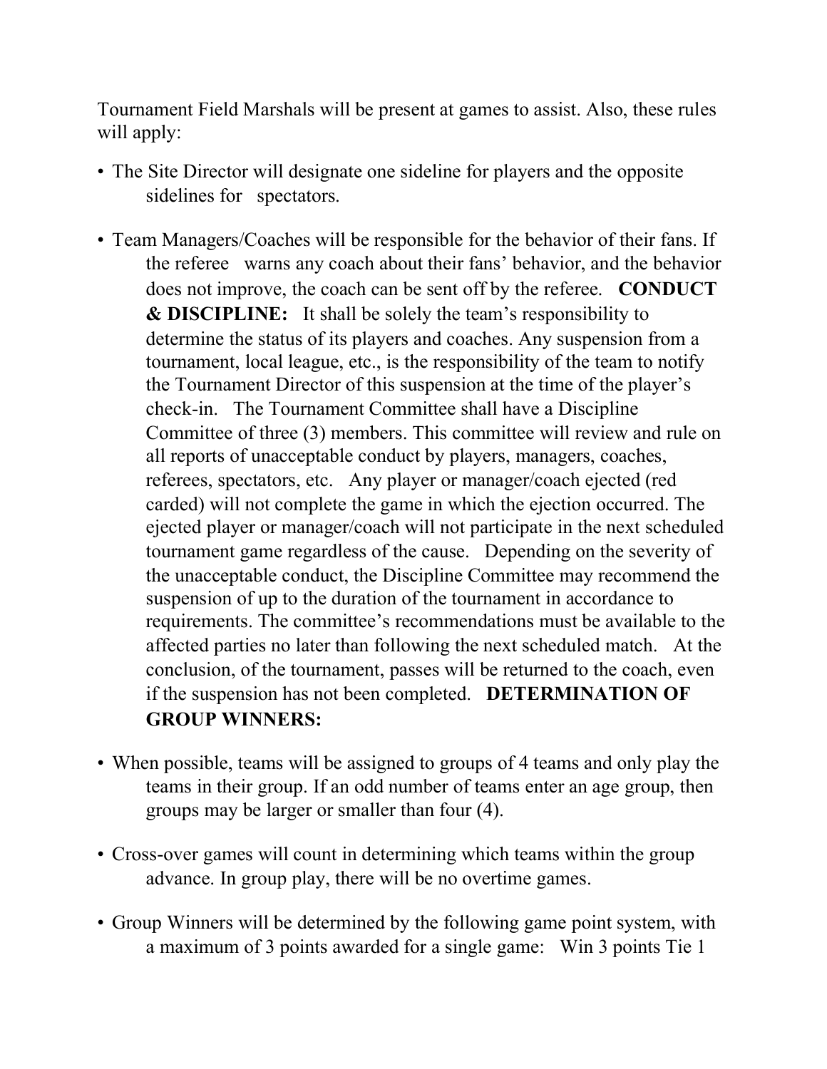Tournament Field Marshals will be present at games to assist. Also, these rules will apply:

- The Site Director will designate one sideline for players and the opposite sidelines for spectators.
- Team Managers/Coaches will be responsible for the behavior of their fans. If the referee warns any coach about their fans' behavior, and the behavior does not improve, the coach can be sent off by the referee. **CONDUCT & DISCIPLINE:** It shall be solely the team's responsibility to determine the status of its players and coaches. Any suspension from a tournament, local league, etc., is the responsibility of the team to notify the Tournament Director of this suspension at the time of the player's check-in. The Tournament Committee shall have a Discipline Committee of three (3) members. This committee will review and rule on all reports of unacceptable conduct by players, managers, coaches, referees, spectators, etc. Any player or manager/coach ejected (red carded) will not complete the game in which the ejection occurred. The ejected player or manager/coach will not participate in the next scheduled tournament game regardless of the cause. Depending on the severity of the unacceptable conduct, the Discipline Committee may recommend the suspension of up to the duration of the tournament in accordance to requirements. The committee's recommendations must be available to the affected parties no later than following the next scheduled match. At the conclusion, of the tournament, passes will be returned to the coach, even if the suspension has not been completed. **DETERMINATION OF GROUP WINNERS:**
- When possible, teams will be assigned to groups of 4 teams and only play the teams in their group. If an odd number of teams enter an age group, then groups may be larger or smaller than four (4).
- Cross-over games will count in determining which teams within the group advance. In group play, there will be no overtime games.
- Group Winners will be determined by the following game point system, with a maximum of 3 points awarded for a single game: Win 3 points Tie 1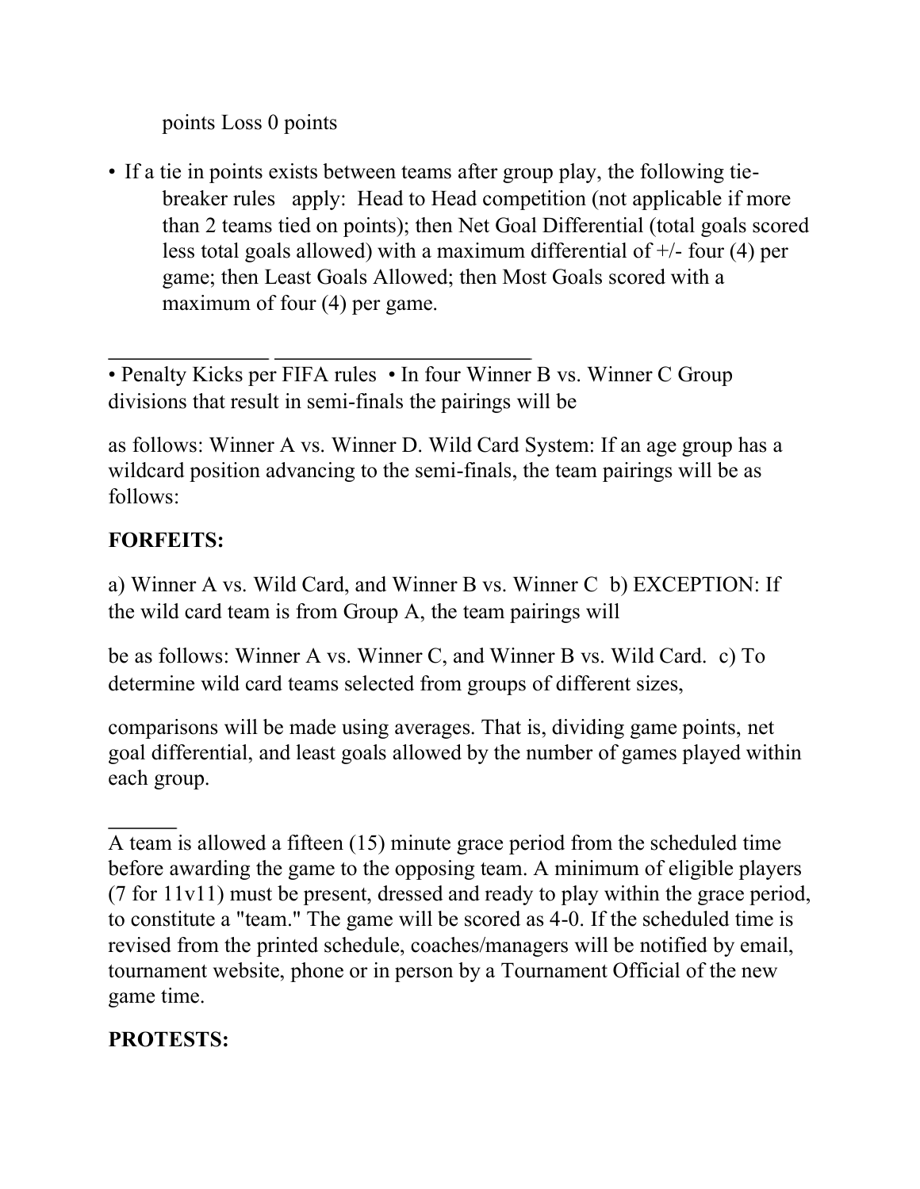points Loss 0 points

- If a tie in points exists between teams after group play, the following tie-breaker rules apply: Head to Head competition (not applicable if more than 2 teams tied on points); then Net Goal Differential (total goals scored less total goals allowed) with a maximum differential of +/- four (4) per game; then Least Goals Allowed; then Most Goals scored with a maximum of four (4) per game.

_______________ ________________________

• Penalty Kicks per FIFA rules • In four Winner B vs. Winner C Group divisions that result in semi-finals the pairings will be

as follows: Winner A vs. Winner D. Wild Card System: If an age group has a wildcard position advancing to the semi-finals, the team pairings will be as follows:

**FORFEITS:**

a) Winner A vs. Wild Card, and Winner B vs. Winner C b) EXCEPTION: If the wild card team is from Group A, the team pairings will

be as follows: Winner A vs. Winner C, and Winner B vs. Wild Card. c) To determine wild card teams selected from groups of different sizes,

comparisons will be made using averages. That is, dividing game points, net goal differential, and least goals allowed by the number of games played within each group.

______

A team is allowed a fifteen (15) minute grace period from the scheduled time before awarding the game to the opposing team. A minimum of eligible players (7 for 11v11) must be present, dressed and ready to play within the grace period, to constitute a "team." The game will be scored as 4-0. If the scheduled time is revised from the printed schedule, coaches/managers will be notified by email, tournament website, phone or in person by a Tournament Official of the new game time.

**PROTESTS:**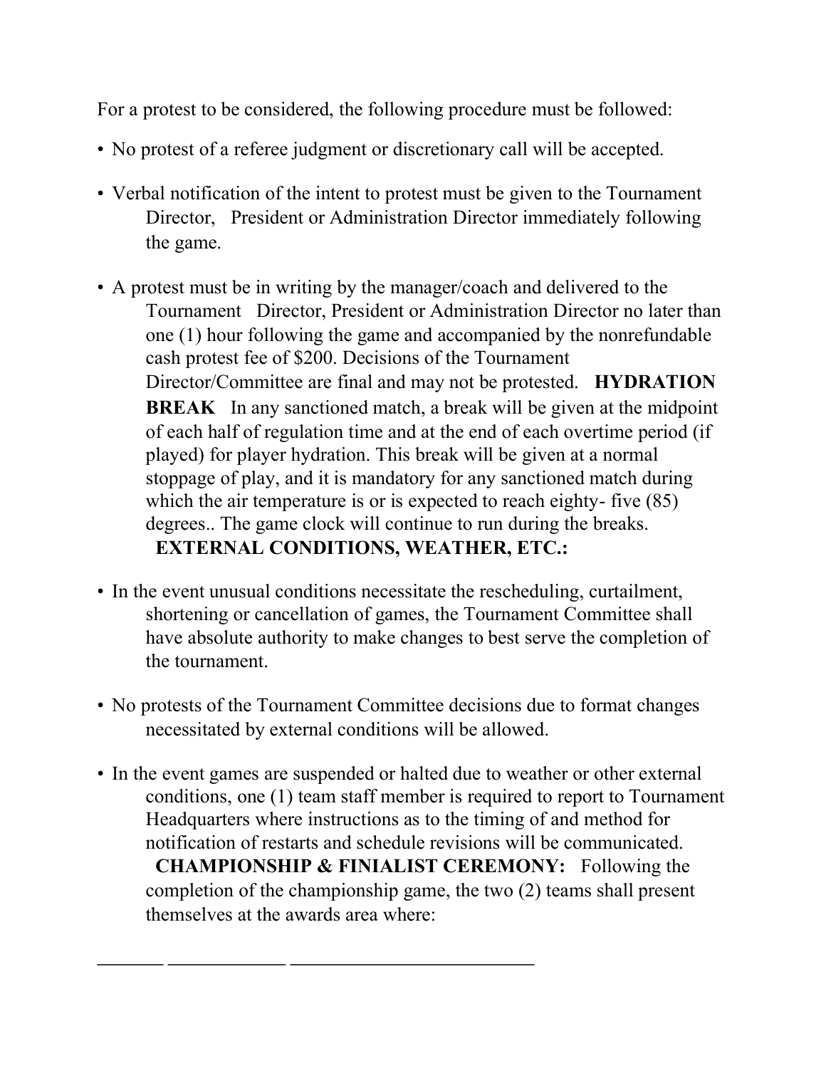For a protest to be considered, the following procedure must be followed:

- No protest of a referee judgment or discretionary call will be accepted.
- Verbal notification of the intent to protest must be given to the Tournament Director, President or Administration Director immediately following the game.
- A protest must be in writing by the manager/coach and delivered to the Tournament Director, President or Administration Director no later than one (1) hour following the game and accompanied by the nonrefundable cash protest fee of $200. Decisions of the Tournament Director/Committee are final and may not be protested. **HYDRATION BREAK** In any sanctioned match, a break will be given at the midpoint of each half of regulation time and at the end of each overtime period (if played) for player hydration. This break will be given at a normal stoppage of play, and it is mandatory for any sanctioned match during which the air temperature is or is expected to reach eighty- five (85) degrees.. The game clock will continue to run during the breaks. **EXTERNAL CONDITIONS, WEATHER, ETC.:**
- In the event unusual conditions necessitate the rescheduling, curtailment, shortening or cancellation of games, the Tournament Committee shall have absolute authority to make changes to best serve the completion of the tournament.
- No protests of the Tournament Committee decisions due to format changes necessitated by external conditions will be allowed.
- In the event games are suspended or halted due to weather or other external conditions, one (1) team staff member is required to report to Tournament Headquarters where instructions as to the timing of and method for notification of restarts and schedule revisions will be communicated. **CHAMPIONSHIP & FINIALIST CEREMONY:** Following the completion of the championship game, the two (2) teams shall present themselves at the awards area where:

_______ ____________ __________________________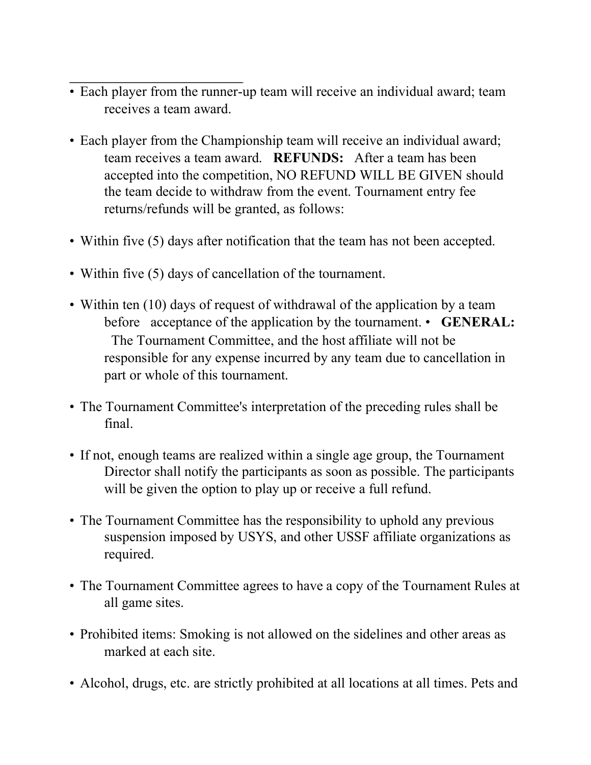- Each player from the runner-up team will receive an individual award; team receives a team award.

- Each player from the Championship team will receive an individual award; team receives a team award. **REFUNDS:** After a team has been accepted into the competition, NO REFUND WILL BE GIVEN should the team decide to withdraw from the event. Tournament entry fee returns/refunds will be granted, as follows:

- Within five (5) days after notification that the team has not been accepted.

- Within five (5) days of cancellation of the tournament.

- Within ten (10) days of request of withdrawal of the application by a team before acceptance of the application by the tournament. • **GENERAL:** The Tournament Committee, and the host affiliate will not be responsible for any expense incurred by any team due to cancellation in part or whole of this tournament.

- The Tournament Committee's interpretation of the preceding rules shall be final.

- If not, enough teams are realized within a single age group, the Tournament Director shall notify the participants as soon as possible. The participants will be given the option to play up or receive a full refund.

- The Tournament Committee has the responsibility to uphold any previous suspension imposed by USYS, and other USSF affiliate organizations as required.

- The Tournament Committee agrees to have a copy of the Tournament Rules at all game sites.

- Prohibited items: Smoking is not allowed on the sidelines and other areas as marked at each site.

- Alcohol, drugs, etc. are strictly prohibited at all locations at all times. Pets and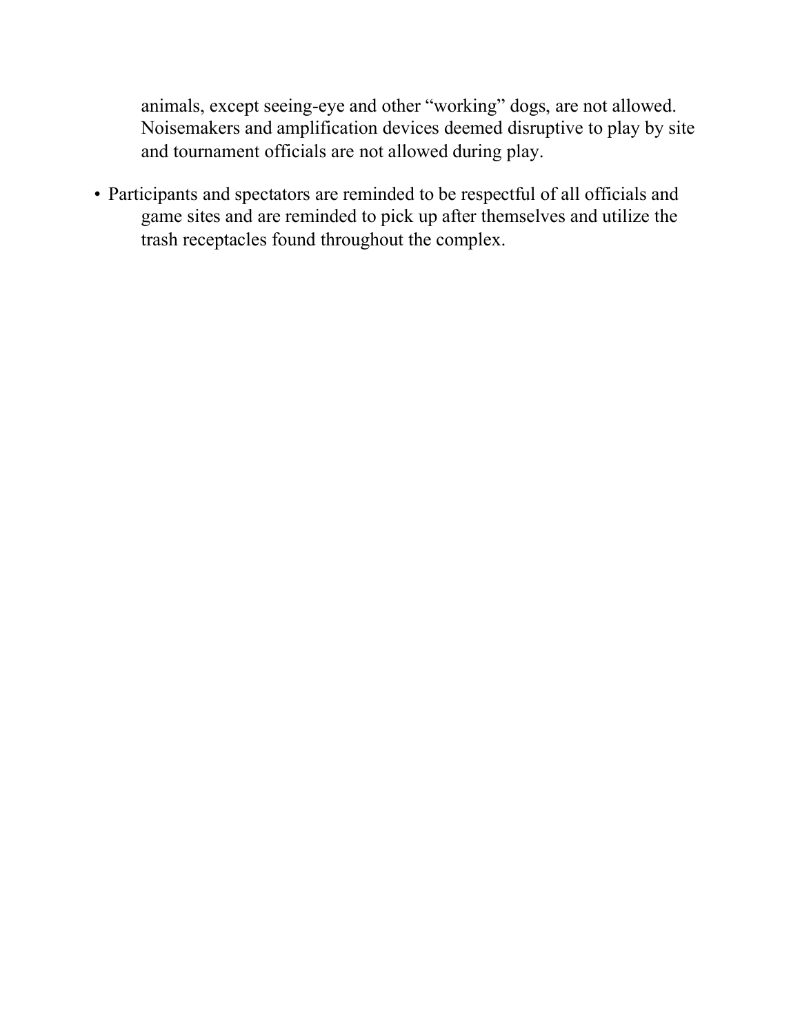animals, except seeing-eye and other "working" dogs, are not allowed. Noisemakers and amplification devices deemed disruptive to play by site and tournament officials are not allowed during play.

- Participants and spectators are reminded to be respectful of all officials and game sites and are reminded to pick up after themselves and utilize the trash receptacles found throughout the complex.